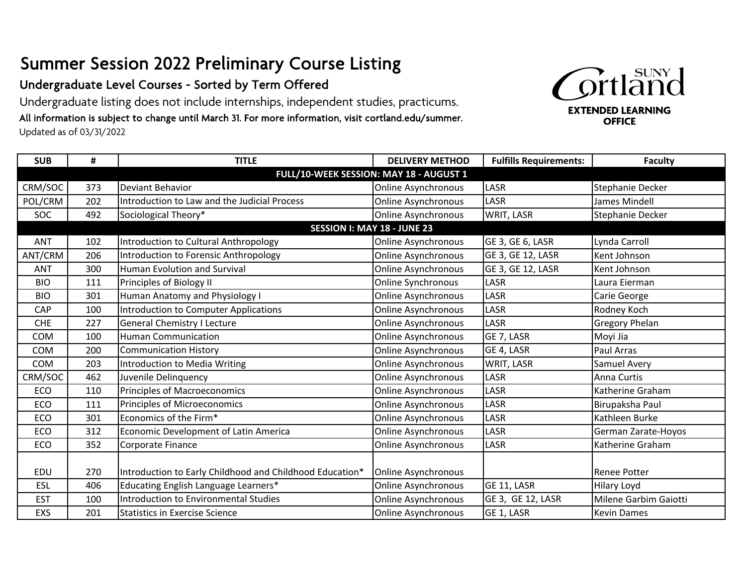# Summer Session 2022 Preliminary Course Listing

## Undergraduate Level Courses - Sorted by Term Offered

Undergraduate listing does not include internships, independent studies, practicums.

**All information is subject to change until March 31. For more information, visit cortland.edu/summer.**

Updated as of 03/31/2022

SUNY Cortland
**EXTENDED LEARNING OFFICE**

| SUB | # | TITLE | DELIVERY METHOD | Fulfills Requirements: | Faculty |
|---|---|---|---|---|---|
| **FULL/10-WEEK SESSION: MAY 18 - AUGUST 1** | | | | | |
| CRM/SOC | 373 | Deviant Behavior | Online Asynchronous | LASR | Stephanie Decker |
| POL/CRM | 202 | Introduction to Law and the Judicial Process | Online Asynchronous | LASR | James Mindell |
| SOC | 492 | Sociological Theory* | Online Asynchronous | WRIT, LASR | Stephanie Decker |
| **SESSION I: MAY 18 - JUNE 23** | | | | | |
| ANT | 102 | Introduction to Cultural Anthropology | Online Asynchronous | GE 3, GE 6, LASR | Lynda Carroll |
| ANT/CRM | 206 | Introduction to Forensic Anthropology | Online Asynchronous | GE 3, GE 12, LASR | Kent Johnson |
| ANT | 300 | Human Evolution and Survival | Online Asynchronous | GE 3, GE 12, LASR | Kent Johnson |
| BIO | 111 | Principles of Biology II | Online Synchronous | LASR | Laura Eierman |
| BIO | 301 | Human Anatomy and Physiology I | Online Asynchronous | LASR | Carie George |
| CAP | 100 | Introduction to Computer Applications | Online Asynchronous | LASR | Rodney Koch |
| CHE | 227 | General Chemistry I Lecture | Online Asynchronous | LASR | Gregory Phelan |
| COM | 100 | Human Communication | Online Asynchronous | GE 7, LASR | Moyi Jia |
| COM | 200 | Communication History | Online Asynchronous | GE 4, LASR | Paul Arras |
| COM | 203 | Introduction to Media Writing | Online Asynchronous | WRIT, LASR | Samuel Avery |
| CRM/SOC | 462 | Juvenile Delinquency | Online Asynchronous | LASR | Anna Curtis |
| ECO | 110 | Principles of Macroeconomics | Online Asynchronous | LASR | Katherine Graham |
| ECO | 111 | Principles of Microeconomics | Online Asynchronous | LASR | Birupaksha Paul |
| ECO | 301 | Economics of the Firm* | Online Asynchronous | LASR | Kathleen Burke |
| ECO | 312 | Economic Development of Latin America | Online Asynchronous | LASR | German Zarate-Hoyos |
| ECO | 352 | Corporate Finance | Online Asynchronous | LASR | Katherine Graham |
| EDU | 270 | Introduction to Early Childhood and Childhood Education* | Online Asynchronous | | Renee Potter |
| ESL | 406 | Educating English Language Learners* | Online Asynchronous | GE 11, LASR | Hilary Loyd |
| EST | 100 | Introduction to Environmental Studies | Online Asynchronous | GE 3, GE 12, LASR | Milene Garbim Gaiotti |
| EXS | 201 | Statistics in Exercise Science | Online Asynchronous | GE 1, LASR | Kevin Dames |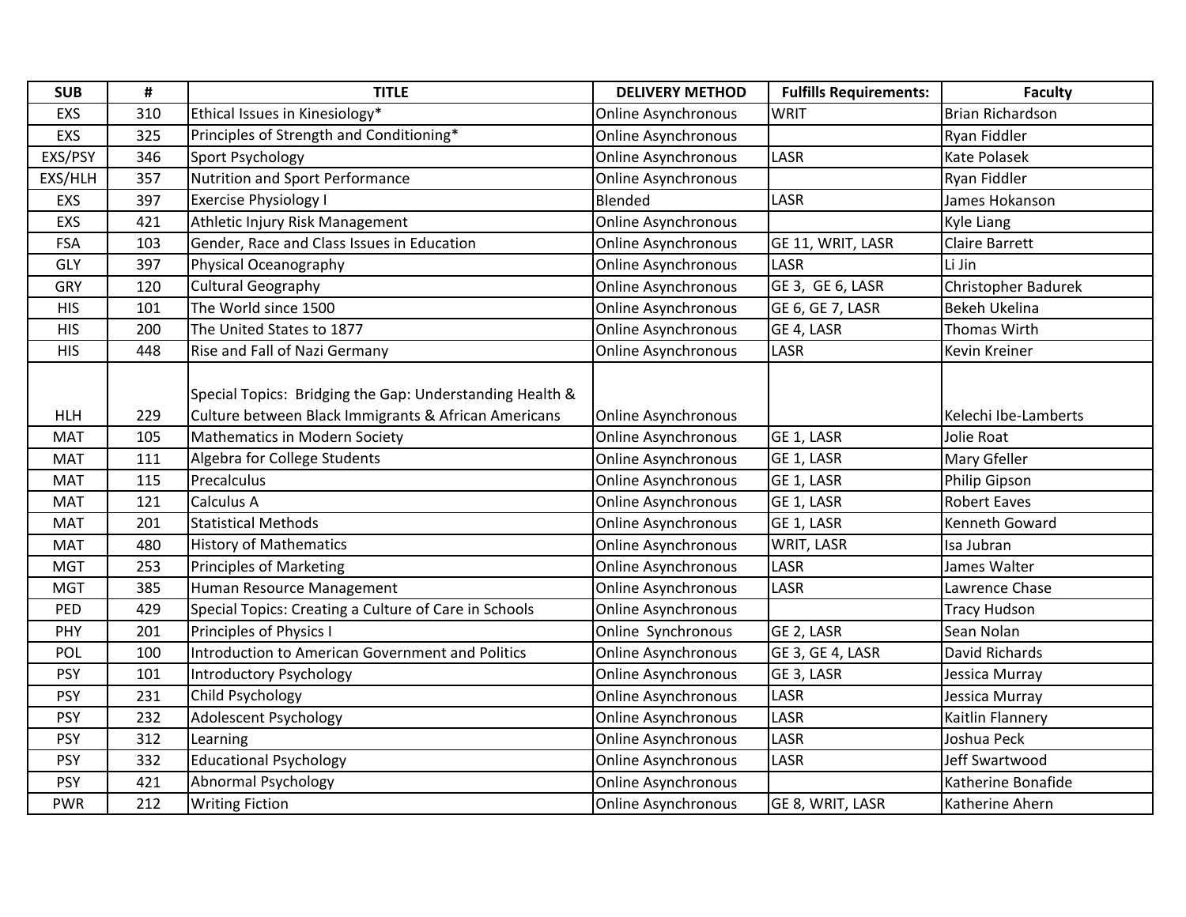| SUB | # | TITLE | DELIVERY METHOD | Fulfills Requirements: | Faculty |
|---|---|---|---|---|---|
| EXS | 310 | Ethical Issues in Kinesiology* | Online Asynchronous | WRIT | Brian Richardson |
| EXS | 325 | Principles of Strength and Conditioning* | Online Asynchronous | | Ryan Fiddler |
| EXS/PSY | 346 | Sport Psychology | Online Asynchronous | LASR | Kate Polasek |
| EXS/HLH | 357 | Nutrition and Sport Performance | Online Asynchronous | | Ryan Fiddler |
| EXS | 397 | Exercise Physiology I | Blended | LASR | James Hokanson |
| EXS | 421 | Athletic Injury Risk Management | Online Asynchronous | | Kyle Liang |
| FSA | 103 | Gender, Race and Class Issues in Education | Online Asynchronous | GE 11, WRIT, LASR | Claire Barrett |
| GLY | 397 | Physical Oceanography | Online Asynchronous | LASR | Li Jin |
| GRY | 120 | Cultural Geography | Online Asynchronous | GE 3, GE 6, LASR | Christopher Badurek |
| HIS | 101 | The World since 1500 | Online Asynchronous | GE 6, GE 7, LASR | Bekeh Ukelina |
| HIS | 200 | The United States to 1877 | Online Asynchronous | GE 4, LASR | Thomas Wirth |
| HIS | 448 | Rise and Fall of Nazi Germany | Online Asynchronous | LASR | Kevin Kreiner |
| HLH | 229 | Special Topics: Bridging the Gap: Understanding Health & Culture between Black Immigrants & African Americans | Online Asynchronous | | Kelechi Ibe-Lamberts |
| MAT | 105 | Mathematics in Modern Society | Online Asynchronous | GE 1, LASR | Jolie Roat |
| MAT | 111 | Algebra for College Students | Online Asynchronous | GE 1, LASR | Mary Gfeller |
| MAT | 115 | Precalculus | Online Asynchronous | GE 1, LASR | Philip Gipson |
| MAT | 121 | Calculus A | Online Asynchronous | GE 1, LASR | Robert Eaves |
| MAT | 201 | Statistical Methods | Online Asynchronous | GE 1, LASR | Kenneth Goward |
| MAT | 480 | History of Mathematics | Online Asynchronous | WRIT, LASR | Isa Jubran |
| MGT | 253 | Principles of Marketing | Online Asynchronous | LASR | James Walter |
| MGT | 385 | Human Resource Management | Online Asynchronous | LASR | Lawrence Chase |
| PED | 429 | Special Topics: Creating a Culture of Care in Schools | Online Asynchronous | | Tracy Hudson |
| PHY | 201 | Principles of Physics I | Online Synchronous | GE 2, LASR | Sean Nolan |
| POL | 100 | Introduction to American Government and Politics | Online Asynchronous | GE 3, GE 4, LASR | David Richards |
| PSY | 101 | Introductory Psychology | Online Asynchronous | GE 3, LASR | Jessica Murray |
| PSY | 231 | Child Psychology | Online Asynchronous | LASR | Jessica Murray |
| PSY | 232 | Adolescent Psychology | Online Asynchronous | LASR | Kaitlin Flannery |
| PSY | 312 | Learning | Online Asynchronous | LASR | Joshua Peck |
| PSY | 332 | Educational Psychology | Online Asynchronous | LASR | Jeff Swartwood |
| PSY | 421 | Abnormal Psychology | Online Asynchronous | | Katherine Bonafide |
| PWR | 212 | Writing Fiction | Online Asynchronous | GE 8, WRIT, LASR | Katherine Ahern |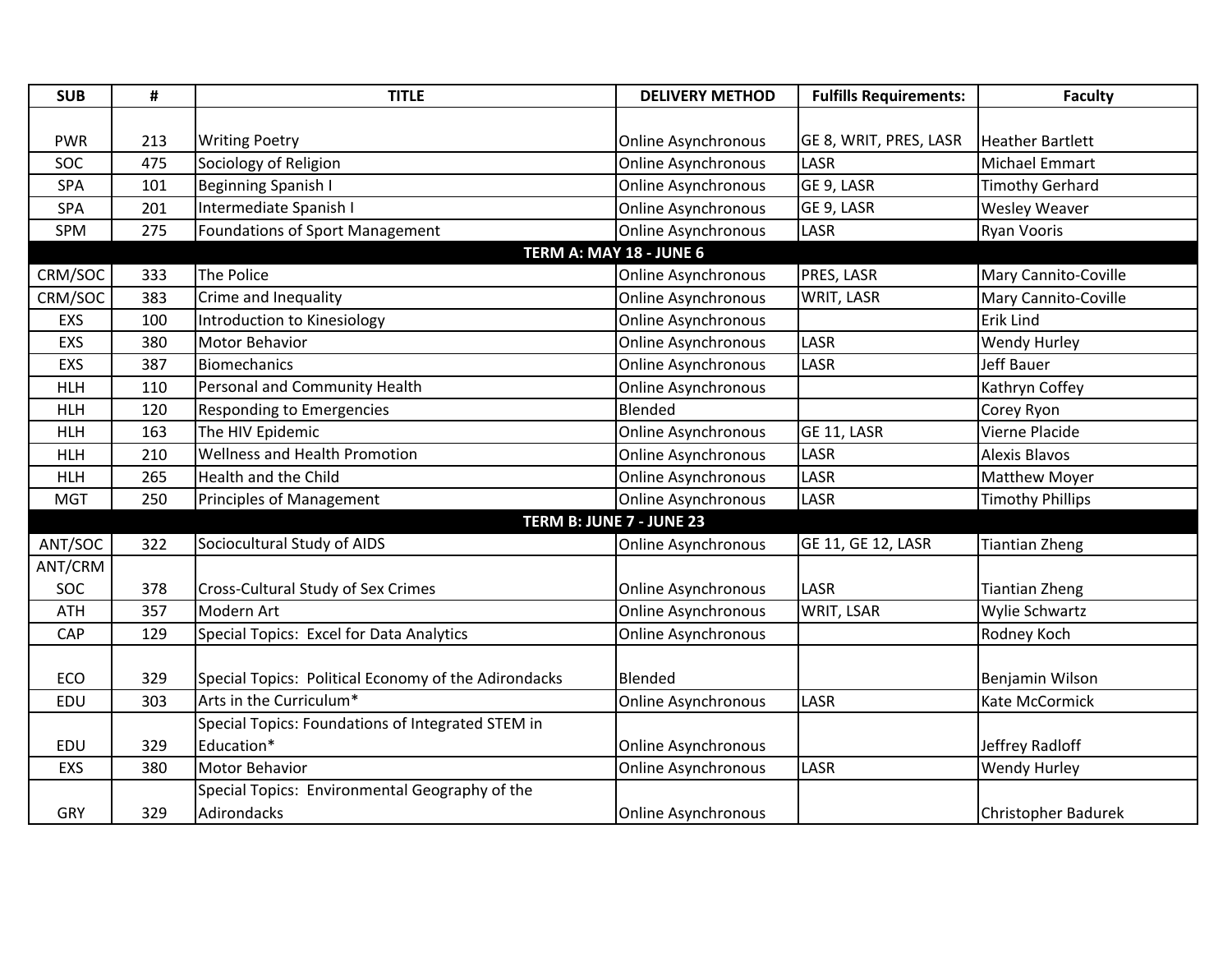| SUB | # | TITLE | DELIVERY METHOD | Fulfills Requirements: | Faculty |
|---|---|---|---|---|---|
| PWR | 213 | Writing Poetry | Online Asynchronous | GE 8, WRIT, PRES, LASR | Heather Bartlett |
| SOC | 475 | Sociology of Religion | Online Asynchronous | LASR | Michael Emmart |
| SPA | 101 | Beginning Spanish I | Online Asynchronous | GE 9, LASR | Timothy Gerhard |
| SPA | 201 | Intermediate Spanish I | Online Asynchronous | GE 9, LASR | Wesley Weaver |
| SPM | 275 | Foundations of Sport Management | Online Asynchronous | LASR | Ryan Vooris |
| **TERM A: MAY 18 - JUNE 6** | | | | | |
| CRM/SOC | 333 | The Police | Online Asynchronous | PRES, LASR | Mary Cannito-Coville |
| CRM/SOC | 383 | Crime and Inequality | Online Asynchronous | WRIT, LASR | Mary Cannito-Coville |
| EXS | 100 | Introduction to Kinesiology | Online Asynchronous | | Erik Lind |
| EXS | 380 | Motor Behavior | Online Asynchronous | LASR | Wendy Hurley |
| EXS | 387 | Biomechanics | Online Asynchronous | LASR | Jeff Bauer |
| HLH | 110 | Personal and Community Health | Online Asynchronous | | Kathryn Coffey |
| HLH | 120 | Responding to Emergencies | Blended | | Corey Ryon |
| HLH | 163 | The HIV Epidemic | Online Asynchronous | GE 11, LASR | Vierne Placide |
| HLH | 210 | Wellness and Health Promotion | Online Asynchronous | LASR | Alexis Blavos |
| HLH | 265 | Health and the Child | Online Asynchronous | LASR | Matthew Moyer |
| MGT | 250 | Principles of Management | Online Asynchronous | LASR | Timothy Phillips |
| **TERM B: JUNE 7 - JUNE 23** | | | | | |
| ANT/SOC | 322 | Sociocultural Study of AIDS | Online Asynchronous | GE 11, GE 12, LASR | Tiantian Zheng |
| ANT/CRM SOC | 378 | Cross-Cultural Study of Sex Crimes | Online Asynchronous | LASR | Tiantian Zheng |
| ATH | 357 | Modern Art | Online Asynchronous | WRIT, LSAR | Wylie Schwartz |
| CAP | 129 | Special Topics: Excel for Data Analytics | Online Asynchronous | | Rodney Koch |
| ECO | 329 | Special Topics: Political Economy of the Adirondacks | Blended | | Benjamin Wilson |
| EDU | 303 | Arts in the Curriculum* | Online Asynchronous | LASR | Kate McCormick |
| EDU | 329 | Special Topics: Foundations of Integrated STEM in Education* | Online Asynchronous | | Jeffrey Radloff |
| EXS | 380 | Motor Behavior | Online Asynchronous | LASR | Wendy Hurley |
| GRY | 329 | Special Topics: Environmental Geography of the Adirondacks | Online Asynchronous | | Christopher Badurek |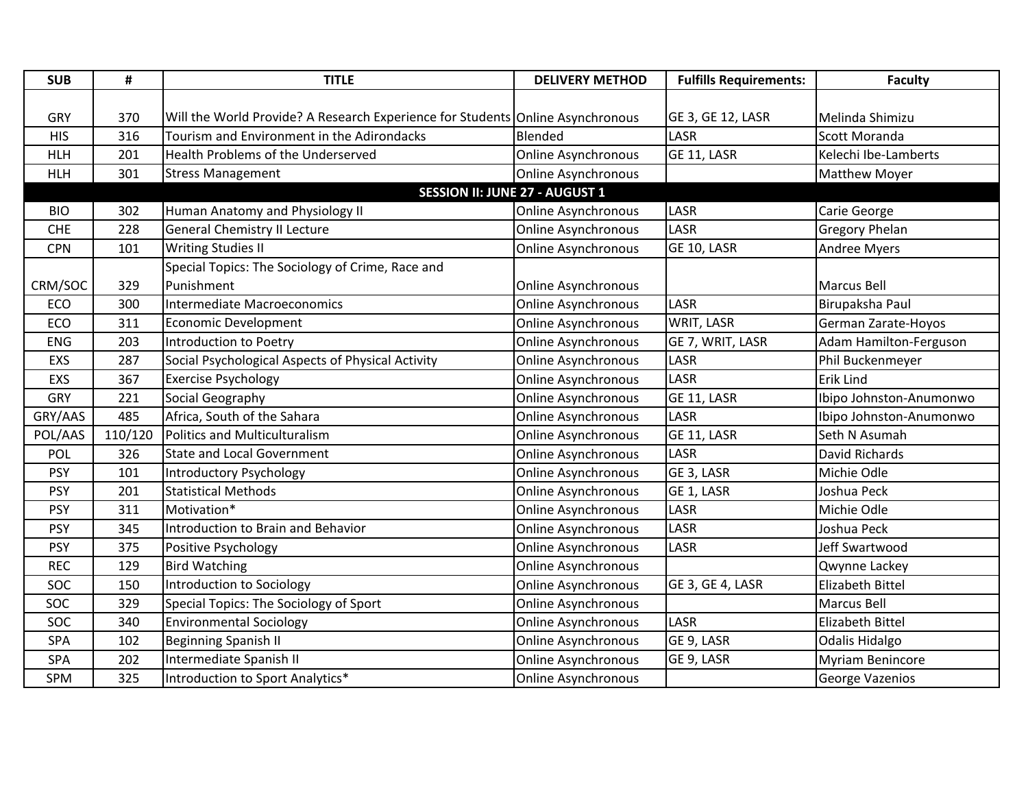| SUB | # | TITLE | DELIVERY METHOD | Fulfills Requirements: | Faculty |
|---|---|---|---|---|---|
| GRY | 370 | Will the World Provide? A Research Experience for Students | Online Asynchronous | GE 3, GE 12, LASR | Melinda Shimizu |
| HIS | 316 | Tourism and Environment in the Adirondacks | Blended | LASR | Scott Moranda |
| HLH | 201 | Health Problems of the Underserved | Online Asynchronous | GE 11, LASR | Kelechi Ibe-Lamberts |
| HLH | 301 | Stress Management | Online Asynchronous | | Matthew Moyer |
| **SESSION II: JUNE 27 - AUGUST 1** | | | | | |
| BIO | 302 | Human Anatomy and Physiology II | Online Asynchronous | LASR | Carie George |
| CHE | 228 | General Chemistry II Lecture | Online Asynchronous | LASR | Gregory Phelan |
| CPN | 101 | Writing Studies II | Online Asynchronous | GE 10, LASR | Andree Myers |
| CRM/SOC | 329 | Special Topics: The Sociology of Crime, Race and Punishment | Online Asynchronous | | Marcus Bell |
| ECO | 300 | Intermediate Macroeconomics | Online Asynchronous | LASR | Birupaksha Paul |
| ECO | 311 | Economic Development | Online Asynchronous | WRIT, LASR | German Zarate-Hoyos |
| ENG | 203 | Introduction to Poetry | Online Asynchronous | GE 7, WRIT, LASR | Adam Hamilton-Ferguson |
| EXS | 287 | Social Psychological Aspects of Physical Activity | Online Asynchronous | LASR | Phil Buckenmeyer |
| EXS | 367 | Exercise Psychology | Online Asynchronous | LASR | Erik Lind |
| GRY | 221 | Social Geography | Online Asynchronous | GE 11, LASR | Ibipo Johnston-Anumonwo |
| GRY/AAS | 485 | Africa, South of the Sahara | Online Asynchronous | LASR | Ibipo Johnston-Anumonwo |
| POL/AAS | 110/120 | Politics and Multiculturalism | Online Asynchronous | GE 11, LASR | Seth N Asumah |
| POL | 326 | State and Local Government | Online Asynchronous | LASR | David Richards |
| PSY | 101 | Introductory Psychology | Online Asynchronous | GE 3, LASR | Michie Odle |
| PSY | 201 | Statistical Methods | Online Asynchronous | GE 1, LASR | Joshua Peck |
| PSY | 311 | Motivation* | Online Asynchronous | LASR | Michie Odle |
| PSY | 345 | Introduction to Brain and Behavior | Online Asynchronous | LASR | Joshua Peck |
| PSY | 375 | Positive Psychology | Online Asynchronous | LASR | Jeff Swartwood |
| REC | 129 | Bird Watching | Online Asynchronous | | Qwynne Lackey |
| SOC | 150 | Introduction to Sociology | Online Asynchronous | GE 3, GE 4, LASR | Elizabeth Bittel |
| SOC | 329 | Special Topics: The Sociology of Sport | Online Asynchronous | | Marcus Bell |
| SOC | 340 | Environmental Sociology | Online Asynchronous | LASR | Elizabeth Bittel |
| SPA | 102 | Beginning Spanish II | Online Asynchronous | GE 9, LASR | Odalis Hidalgo |
| SPA | 202 | Intermediate Spanish II | Online Asynchronous | GE 9, LASR | Myriam Benincore |
| SPM | 325 | Introduction to Sport Analytics* | Online Asynchronous | | George Vazenios |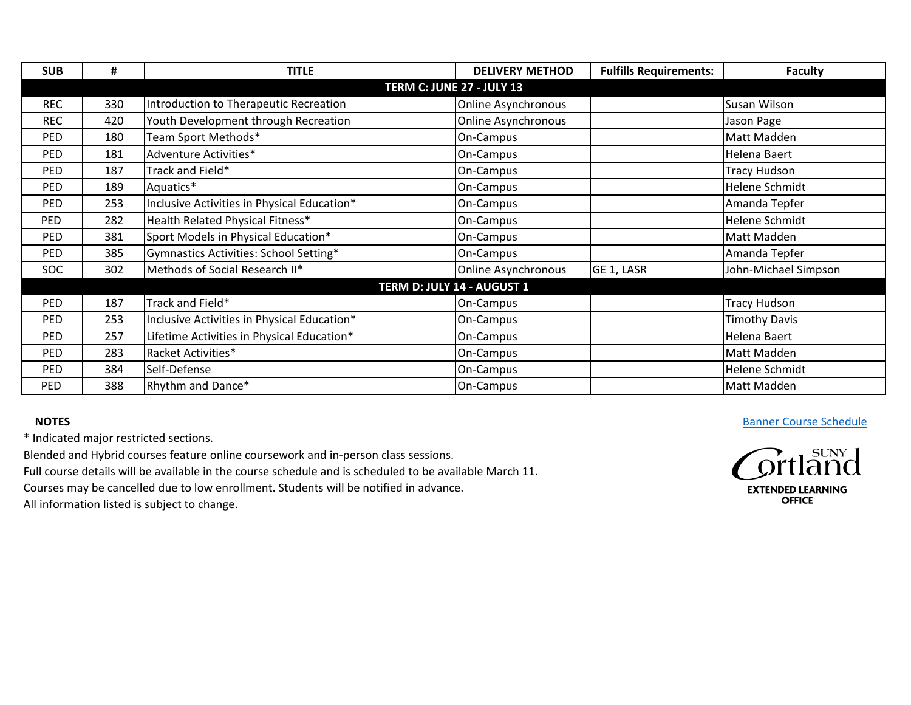| SUB | # | TITLE | DELIVERY METHOD | Fulfills Requirements: | Faculty |
|---|---|---|---|---|---|
| **TERM C: JUNE 27 - JULY 13** | | | | | |
| REC | 330 | Introduction to Therapeutic Recreation | Online Asynchronous | | Susan Wilson |
| REC | 420 | Youth Development through Recreation | Online Asynchronous | | Jason Page |
| PED | 180 | Team Sport Methods* | On-Campus | | Matt Madden |
| PED | 181 | Adventure Activities* | On-Campus | | Helena Baert |
| PED | 187 | Track and Field* | On-Campus | | Tracy Hudson |
| PED | 189 | Aquatics* | On-Campus | | Helene Schmidt |
| PED | 253 | Inclusive Activities in Physical Education* | On-Campus | | Amanda Tepfer |
| PED | 282 | Health Related Physical Fitness* | On-Campus | | Helene Schmidt |
| PED | 381 | Sport Models in Physical Education* | On-Campus | | Matt Madden |
| PED | 385 | Gymnastics Activities: School Setting* | On-Campus | | Amanda Tepfer |
| SOC | 302 | Methods of Social Research II* | Online Asynchronous | GE 1, LASR | John-Michael Simpson |
| **TERM D: JULY 14 - AUGUST 1** | | | | | |
| PED | 187 | Track and Field* | On-Campus | | Tracy Hudson |
| PED | 253 | Inclusive Activities in Physical Education* | On-Campus | | Timothy Davis |
| PED | 257 | Lifetime Activities in Physical Education* | On-Campus | | Helena Baert |
| PED | 283 | Racket Activities* | On-Campus | | Matt Madden |
| PED | 384 | Self-Defense | On-Campus | | Helene Schmidt |
| PED | 388 | Rhythm and Dance* | On-Campus | | Matt Madden |

**NOTES**

* Indicated major restricted sections.

Blended and Hybrid courses feature online coursework and in-person class sessions.

Full course details will be available in the course schedule and is scheduled to be available March 11.

Courses may be cancelled due to low enrollment. Students will be notified in advance.

All information listed is subject to change.

Banner Course Schedule

SUNY Cortland
EXTENDED LEARNING OFFICE